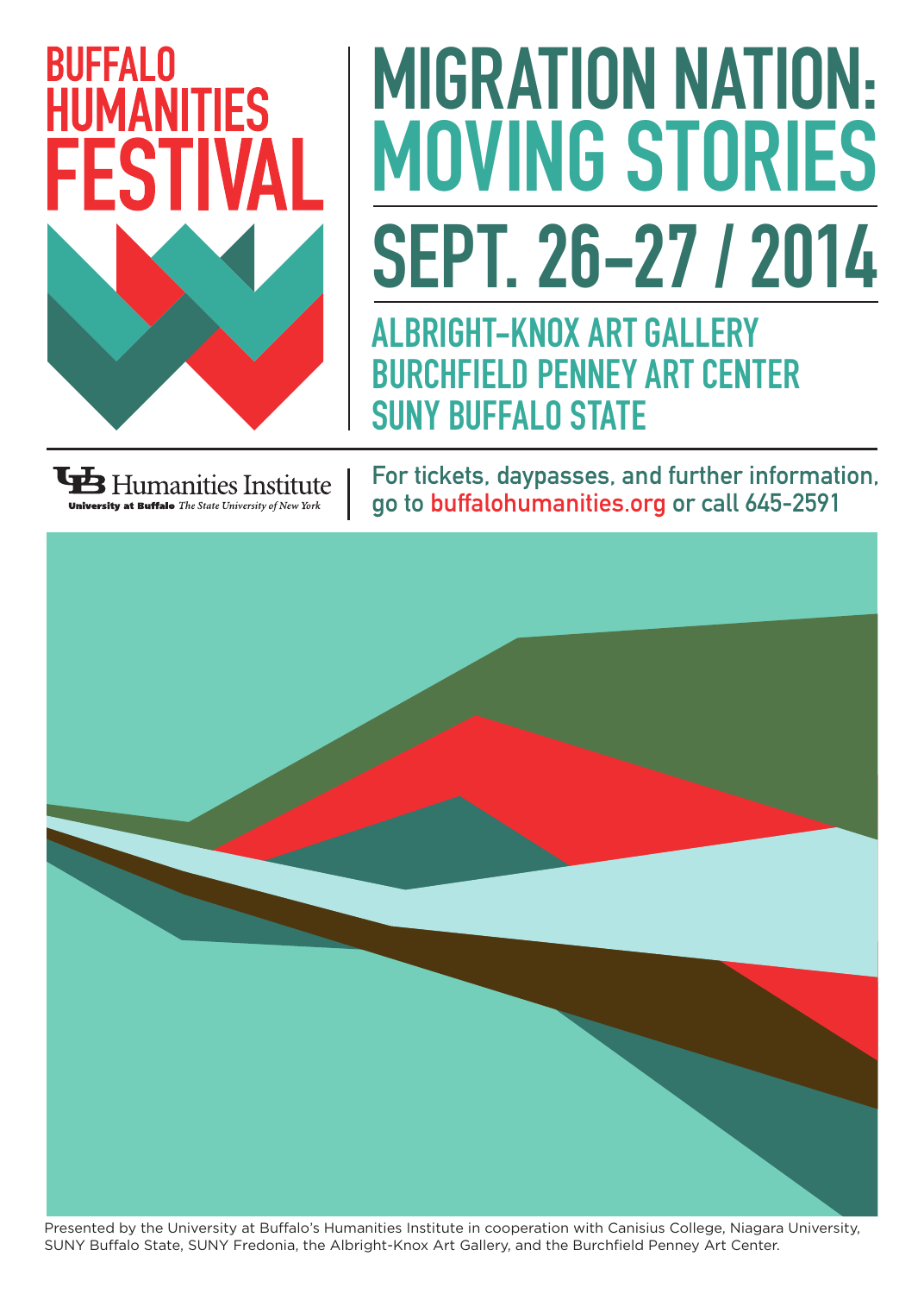# BUFFALO HUMANITIES FESTIVAL

# MIGRATION NATION: MOVING STORIES

## SEPT. 26–27 / 2014

**ALBRIGHT-KNOX ART GALLERY**
**BURCHFIELD PENNEY ART CENTER**
**SUNY BUFFALO STATE**

UB Humanities Institute
University at Buffalo *The State University of New York*

For tickets, daypasses, and further information, go to buffalohumanities.org or call 645-2591

Presented by the University at Buffalo's Humanities Institute in cooperation with Canisius College, Niagara University, SUNY Buffalo State, SUNY Fredonia, the Albright-Knox Art Gallery, and the Burchfield Penney Art Center.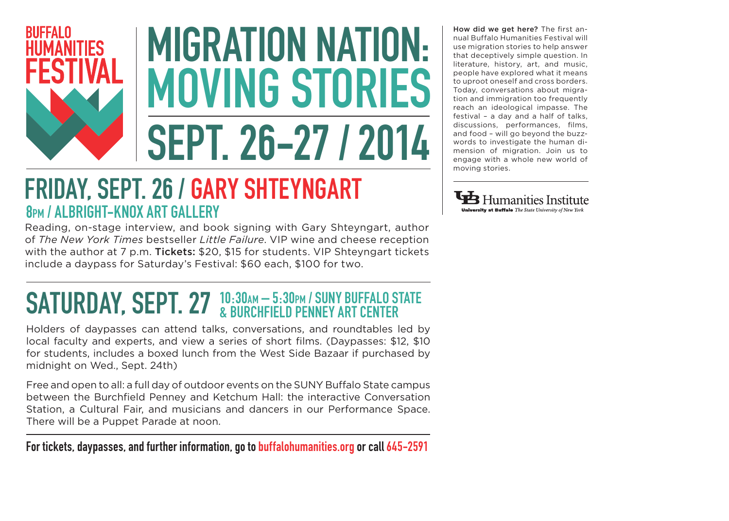BUFFALO HUMANITIES FESTIVAL

# MIGRATION NATION: MOVING STORIES

## SEPT. 26–27 / 2014

## FRIDAY, SEPT. 26 / GARY SHTEYNGART

### 8PM / ALBRIGHT-KNOX ART GALLERY

Reading, on-stage interview, and book signing with Gary Shteyngart, author of *The New York Times* bestseller *Little Failure*. VIP wine and cheese reception with the author at 7 p.m. **Tickets:** $20, $15 for students. VIP Shteyngart tickets include a daypass for Saturday's Festival: $60 each, $100 for two.

## SATURDAY, SEPT. 27 10:30AM – 5:30PM / SUNY BUFFALO STATE & BURCHFIELD PENNEY ART CENTER

Holders of daypasses can attend talks, conversations, and roundtables led by local faculty and experts, and view a series of short films. (Daypasses: $12, $10 for students, includes a boxed lunch from the West Side Bazaar if purchased by midnight on Wed., Sept. 24th)

Free and open to all: a full day of outdoor events on the SUNY Buffalo State campus between the Burchfield Penney and Ketchum Hall: the interactive Conversation Station, a Cultural Fair, and musicians and dancers in our Performance Space. There will be a Puppet Parade at noon.

**For tickets, daypasses, and further information, go to buffalohumanities.org or call 645-2591**

**How did we get here?** The first annual Buffalo Humanities Festival will use migration stories to help answer that deceptively simple question. In literature, history, art, and music, people have explored what it means to uproot oneself and cross borders. Today, conversations about migration and immigration too frequently reach an ideological impasse. The festival – a day and a half of talks, discussions, performances, films, and food – will go beyond the buzzwords to investigate the human dimension of migration. Join us to engage with a whole new world of moving stories.

UB Humanities Institute
University at Buffalo *The State University of New York*